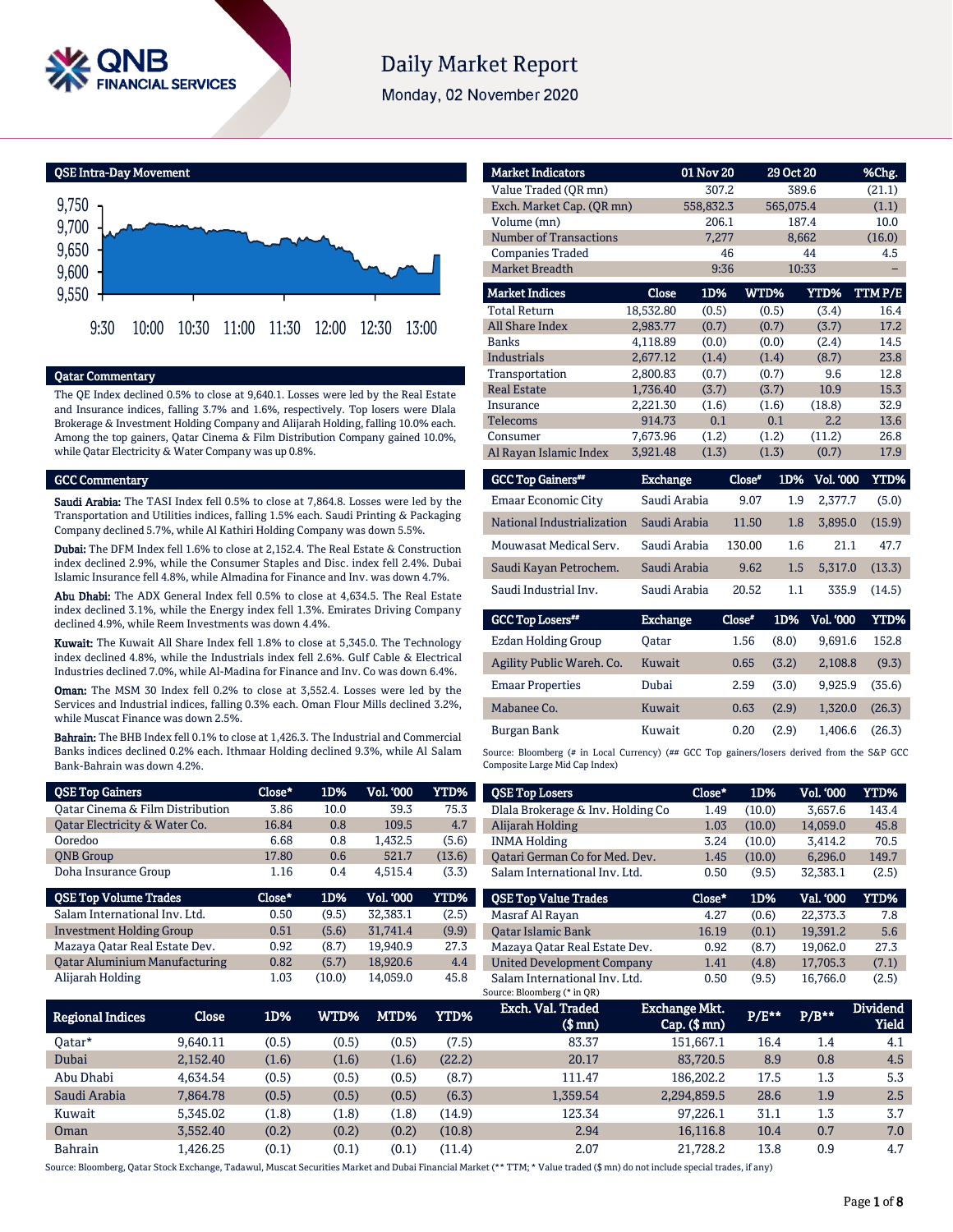# Daily Market Report

Monday, 02 November 2020

## QSE Intra-Day Movement

## Qatar Commentary

The QE Index declined 0.5% to close at 9,640.1. Losses were led by the Real Estate and Insurance indices, falling 3.7% and 1.6%, respectively. Top losers were Dlala Brokerage & Investment Holding Company and Alijarah Holding, falling 10.0% each. Among the top gainers, Qatar Cinema & Film Distribution Company gained 10.0%, while Qatar Electricity & Water Company was up 0.8%.

## GCC Commentary

**Saudi Arabia:** The TASI Index fell 0.5% to close at 7,864.8. Losses were led by the Transportation and Utilities indices, falling 1.5% each. Saudi Printing & Packaging Company declined 5.7%, while Al Kathiri Holding Company was down 5.5%.

**Dubai:** The DFM Index fell 1.6% to close at 2,152.4. The Real Estate & Construction index declined 2.9%, while the Consumer Staples and Disc. index fell 2.4%. Dubai Islamic Insurance fell 4.8%, while Almadina for Finance and Inv. was down 4.7%.

**Abu Dhabi:** The ADX General Index fell 0.5% to close at 4,634.5. The Real Estate index declined 3.1%, while the Energy index fell 1.3%. Emirates Driving Company declined 4.9%, while Reem Investments was down 4.4%.

**Kuwait:** The Kuwait All Share Index fell 1.8% to close at 5,345.0. The Technology index declined 4.8%, while the Industrials index fell 2.6%. Gulf Cable & Electrical Industries declined 7.0%, while Al-Madina for Finance and Inv. Co was down 6.4%.

**Oman:** The MSM 30 Index fell 0.2% to close at 3,552.4. Losses were led by the Services and Industrial indices, falling 0.3% each. Oman Flour Mills declined 3.2%, while Muscat Finance was down 2.5%.

**Bahrain:** The BHB Index fell 0.1% to close at 1,426.3. The Industrial and Commercial Banks indices declined 0.2% each. Ithmaar Holding declined 9.3%, while Al Salam Bank-Bahrain was down 4.2%.

| Market Indicators | 01 Nov 20 | 29 Oct 20 | %Chg. |
|---|---|---|---|
| Value Traded (QR mn) | 307.2 | 389.6 | (21.1) |
| Exch. Market Cap. (QR mn) | 558,832.3 | 565,075.4 | (1.1) |
| Volume (mn) | 206.1 | 187.4 | 10.0 |
| Number of Transactions | 7,277 | 8,662 | (16.0) |
| Companies Traded | 46 | 44 | 4.5 |
| Market Breadth | 9:36 | 10:33 | – |

| Market Indices | Close | 1D% | WTD% | YTD% | TTM P/E |
|---|---|---|---|---|---|
| Total Return | 18,532.80 | (0.5) | (0.5) | (3.4) | 16.4 |
| All Share Index | 2,983.77 | (0.7) | (0.7) | (3.7) | 17.2 |
| Banks | 4,118.89 | (0.0) | (0.0) | (2.4) | 14.5 |
| Industrials | 2,677.12 | (1.4) | (1.4) | (8.7) | 23.8 |
| Transportation | 2,800.83 | (0.7) | (0.7) | 9.6 | 12.8 |
| Real Estate | 1,736.40 | (3.7) | (3.7) | 10.9 | 15.3 |
| Insurance | 2,221.30 | (1.6) | (1.6) | (18.8) | 32.9 |
| Telecoms | 914.73 | 0.1 | 0.1 | 2.2 | 13.6 |
| Consumer | 7,673.96 | (1.2) | (1.2) | (11.2) | 26.8 |
| Al Rayan Islamic Index | 3,921.48 | (1.3) | (1.3) | (0.7) | 17.9 |

| GCC Top Gainers## | Exchange | Close# | 1D% | Vol. '000 | YTD% |
|---|---|---|---|---|---|
| Emaar Economic City | Saudi Arabia | 9.07 | 1.9 | 2,377.7 | (5.0) |
| National Industrialization | Saudi Arabia | 11.50 | 1.8 | 3,895.0 | (15.9) |
| Mouwasat Medical Serv. | Saudi Arabia | 130.00 | 1.6 | 21.1 | 47.7 |
| Saudi Kayan Petrochem. | Saudi Arabia | 9.62 | 1.5 | 5,317.0 | (13.3) |
| Saudi Industrial Inv. | Saudi Arabia | 20.52 | 1.1 | 335.9 | (14.5) |

| GCC Top Losers## | Exchange | Close# | 1D% | Vol. '000 | YTD% |
|---|---|---|---|---|---|
| Ezdan Holding Group | Qatar | 1.56 | (8.0) | 9,691.6 | 152.8 |
| Agility Public Wareh. Co. | Kuwait | 0.65 | (3.2) | 2,108.8 | (9.3) |
| Emaar Properties | Dubai | 2.59 | (3.0) | 9,925.9 | (35.6) |
| Mabanee Co. | Kuwait | 0.63 | (2.9) | 1,320.0 | (26.3) |
| Burgan Bank | Kuwait | 0.20 | (2.9) | 1,406.6 | (26.3) |

Source: Bloomberg (# in Local Currency) (## GCC Top gainers/losers derived from the S&P GCC Composite Large Mid Cap Index)

| QSE Top Gainers | Close* | 1D% | Vol. '000 | YTD% |
|---|---|---|---|---|
| Qatar Cinema & Film Distribution | 3.86 | 10.0 | 39.3 | 75.3 |
| Qatar Electricity & Water Co. | 16.84 | 0.8 | 109.5 | 4.7 |
| Ooredoo | 6.68 | 0.8 | 1,432.5 | (5.6) |
| QNB Group | 17.80 | 0.6 | 521.7 | (13.6) |
| Doha Insurance Group | 1.16 | 0.4 | 4,515.4 | (3.3) |

| QSE Top Volume Trades | Close* | 1D% | Vol. '000 | YTD% |
|---|---|---|---|---|
| Salam International Inv. Ltd. | 0.50 | (9.5) | 32,383.1 | (2.5) |
| Investment Holding Group | 0.51 | (5.6) | 31,741.4 | (9.9) |
| Mazaya Qatar Real Estate Dev. | 0.92 | (8.7) | 19,940.9 | 27.3 |
| Qatar Aluminium Manufacturing | 0.82 | (5.7) | 18,920.6 | 4.4 |
| Alijarah Holding | 1.03 | (10.0) | 14,059.0 | 45.8 |

| QSE Top Losers | Close* | 1D% | Vol. '000 | YTD% |
|---|---|---|---|---|
| Dlala Brokerage & Inv. Holding Co | 1.49 | (10.0) | 3,657.6 | 143.4 |
| Alijarah Holding | 1.03 | (10.0) | 14,059.0 | 45.8 |
| INMA Holding | 3.24 | (10.0) | 3,414.2 | 70.5 |
| Qatari German Co for Med. Dev. | 1.45 | (10.0) | 6,296.0 | 149.7 |
| Salam International Inv. Ltd. | 0.50 | (9.5) | 32,383.1 | (2.5) |

| QSE Top Value Trades | Close* | 1D% | Val. '000 | YTD% |
|---|---|---|---|---|
| Masraf Al Rayan | 4.27 | (0.6) | 22,373.3 | 7.8 |
| Qatar Islamic Bank | 16.19 | (0.1) | 19,391.2 | 5.6 |
| Mazaya Qatar Real Estate Dev. | 0.92 | (8.7) | 19,062.0 | 27.3 |
| United Development Company | 1.41 | (4.8) | 17,705.3 | (7.1) |
| Salam International Inv. Ltd. | 0.50 | (9.5) | 16,766.0 | (2.5) |

Source: Bloomberg (* in QR)

| Regional Indices | Close | 1D% | WTD% | MTD% | YTD% | Exch. Val. Traded ($ mn) | Exchange Mkt. Cap. ($ mn) | P/E** | P/B** | Dividend Yield |
|---|---|---|---|---|---|---|---|---|---|---|
| Qatar* | 9,640.11 | (0.5) | (0.5) | (0.5) | (7.5) | 83.37 | 151,667.1 | 16.4 | 1.4 | 4.1 |
| Dubai | 2,152.40 | (1.6) | (1.6) | (1.6) | (22.2) | 20.17 | 83,720.5 | 8.9 | 0.8 | 4.5 |
| Abu Dhabi | 4,634.54 | (0.5) | (0.5) | (0.5) | (8.7) | 111.47 | 186,202.2 | 17.5 | 1.3 | 5.3 |
| Saudi Arabia | 7,864.78 | (0.5) | (0.5) | (0.5) | (6.3) | 1,359.54 | 2,294,859.5 | 28.6 | 1.9 | 2.5 |
| Kuwait | 5,345.02 | (1.8) | (1.8) | (1.8) | (14.9) | 123.34 | 97,226.1 | 31.1 | 1.3 | 3.7 |
| Oman | 3,552.40 | (0.2) | (0.2) | (0.2) | (10.8) | 2.94 | 16,116.8 | 10.4 | 0.7 | 7.0 |
| Bahrain | 1,426.25 | (0.1) | (0.1) | (0.1) | (11.4) | 2.07 | 21,728.2 | 13.8 | 0.9 | 4.7 |

Source: Bloomberg, Qatar Stock Exchange, Tadawul, Muscat Securities Market and Dubai Financial Market (** TTM; * Value traded ($ mn) do not include special trades, if any)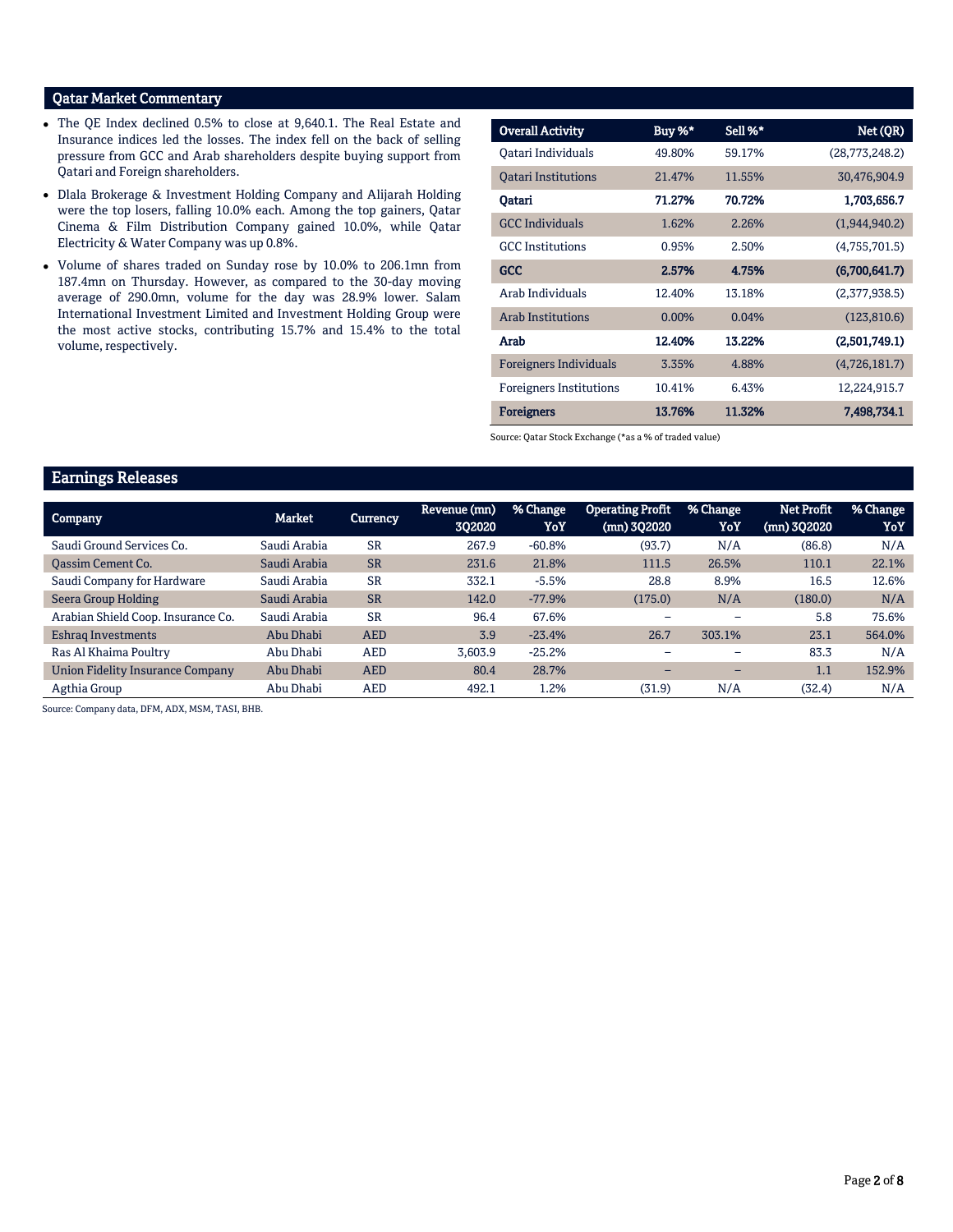## Qatar Market Commentary

- The QE Index declined 0.5% to close at 9,640.1. The Real Estate and Insurance indices led the losses. The index fell on the back of selling pressure from GCC and Arab shareholders despite buying support from Qatari and Foreign shareholders.
- Dlala Brokerage & Investment Holding Company and Alijarah Holding were the top losers, falling 10.0% each. Among the top gainers, Qatar Cinema & Film Distribution Company gained 10.0%, while Qatar Electricity & Water Company was up 0.8%.
- Volume of shares traded on Sunday rose by 10.0% to 206.1mn from 187.4mn on Thursday. However, as compared to the 30-day moving average of 290.0mn, volume for the day was 28.9% lower. Salam International Investment Limited and Investment Holding Group were the most active stocks, contributing 15.7% and 15.4% to the total volume, respectively.

| Overall Activity | Buy %* | Sell %* | Net (QR) |
|---|---|---|---|
| Qatari Individuals | 49.80% | 59.17% | (28,773,248.2) |
| Qatari Institutions | 21.47% | 11.55% | 30,476,904.9 |
| **Qatari** | **71.27%** | **70.72%** | **1,703,656.7** |
| GCC Individuals | 1.62% | 2.26% | (1,944,940.2) |
| GCC Institutions | 0.95% | 2.50% | (4,755,701.5) |
| **GCC** | **2.57%** | **4.75%** | **(6,700,641.7)** |
| Arab Individuals | 12.40% | 13.18% | (2,377,938.5) |
| Arab Institutions | 0.00% | 0.04% | (123,810.6) |
| **Arab** | **12.40%** | **13.22%** | **(2,501,749.1)** |
| Foreigners Individuals | 3.35% | 4.88% | (4,726,181.7) |
| Foreigners Institutions | 10.41% | 6.43% | 12,224,915.7 |
| **Foreigners** | **13.76%** | **11.32%** | **7,498,734.1** |

Source: Qatar Stock Exchange (*as a % of traded value)

## Earnings Releases

| Company | Market | Currency | Revenue (mn) 3Q2020 | % Change YoY | Operating Profit (mn) 3Q2020 | % Change YoY | Net Profit (mn) 3Q2020 | % Change YoY |
|---|---|---|---|---|---|---|---|---|
| Saudi Ground Services Co. | Saudi Arabia | SR | 267.9 | -60.8% | (93.7) | N/A | (86.8) | N/A |
| Qassim Cement Co. | Saudi Arabia | SR | 231.6 | 21.8% | 111.5 | 26.5% | 110.1 | 22.1% |
| Saudi Company for Hardware | Saudi Arabia | SR | 332.1 | -5.5% | 28.8 | 8.9% | 16.5 | 12.6% |
| Seera Group Holding | Saudi Arabia | SR | 142.0 | -77.9% | (175.0) | N/A | (180.0) | N/A |
| Arabian Shield Coop. Insurance Co. | Saudi Arabia | SR | 96.4 | 67.6% | – | – | 5.8 | 75.6% |
| Eshraq Investments | Abu Dhabi | AED | 3.9 | -23.4% | 26.7 | 303.1% | 23.1 | 564.0% |
| Ras Al Khaima Poultry | Abu Dhabi | AED | 3,603.9 | -25.2% | – | – | 83.3 | N/A |
| Union Fidelity Insurance Company | Abu Dhabi | AED | 80.4 | 28.7% | – | – | 1.1 | 152.9% |
| Agthia Group | Abu Dhabi | AED | 492.1 | 1.2% | (31.9) | N/A | (32.4) | N/A |

Source: Company data, DFM, ADX, MSM, TASI, BHB.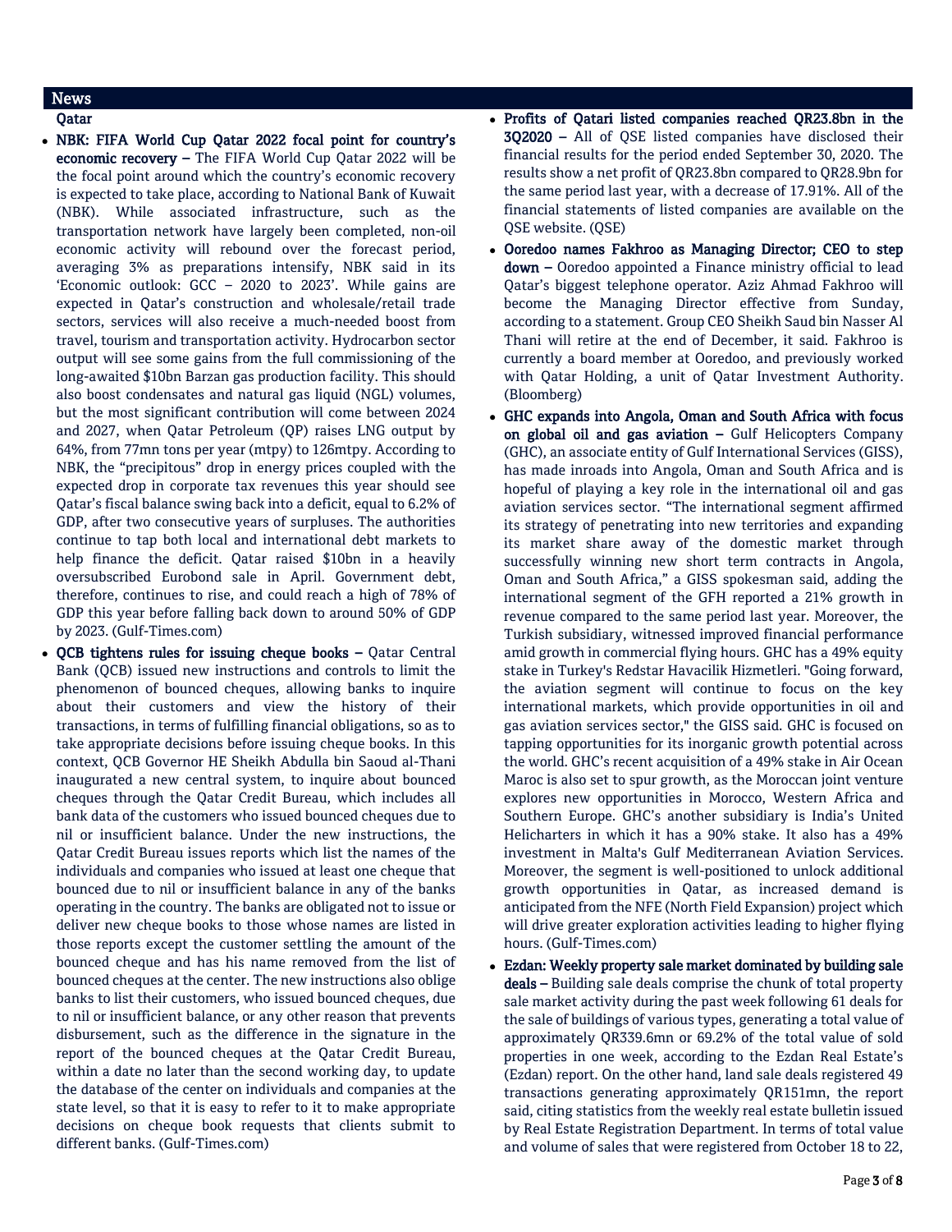## News

### Qatar

- **NBK: FIFA World Cup Qatar 2022 focal point for country's economic recovery –** The FIFA World Cup Qatar 2022 will be the focal point around which the country's economic recovery is expected to take place, according to National Bank of Kuwait (NBK). While associated infrastructure, such as the transportation network have largely been completed, non-oil economic activity will rebound over the forecast period, averaging 3% as preparations intensify, NBK said in its 'Economic outlook: GCC – 2020 to 2023'. While gains are expected in Qatar's construction and wholesale/retail trade sectors, services will also receive a much-needed boost from travel, tourism and transportation activity. Hydrocarbon sector output will see some gains from the full commissioning of the long-awaited $10bn Barzan gas production facility. This should also boost condensates and natural gas liquid (NGL) volumes, but the most significant contribution will come between 2024 and 2027, when Qatar Petroleum (QP) raises LNG output by 64%, from 77mn tons per year (mtpy) to 126mtpy. According to NBK, the "precipitous" drop in energy prices coupled with the expected drop in corporate tax revenues this year should see Qatar's fiscal balance swing back into a deficit, equal to 6.2% of GDP, after two consecutive years of surpluses. The authorities continue to tap both local and international debt markets to help finance the deficit. Qatar raised $10bn in a heavily oversubscribed Eurobond sale in April. Government debt, therefore, continues to rise, and could reach a high of 78% of GDP this year before falling back down to around 50% of GDP by 2023. (Gulf-Times.com)
- **QCB tightens rules for issuing cheque books –** Qatar Central Bank (QCB) issued new instructions and controls to limit the phenomenon of bounced cheques, allowing banks to inquire about their customers and view the history of their transactions, in terms of fulfilling financial obligations, so as to take appropriate decisions before issuing cheque books. In this context, QCB Governor HE Sheikh Abdulla bin Saoud al-Thani inaugurated a new central system, to inquire about bounced cheques through the Qatar Credit Bureau, which includes all bank data of the customers who issued bounced cheques due to nil or insufficient balance. Under the new instructions, the Qatar Credit Bureau issues reports which list the names of the individuals and companies who issued at least one cheque that bounced due to nil or insufficient balance in any of the banks operating in the country. The banks are obligated not to issue or deliver new cheque books to those whose names are listed in those reports except the customer settling the amount of the bounced cheque and has his name removed from the list of bounced cheques at the center. The new instructions also oblige banks to list their customers, who issued bounced cheques, due to nil or insufficient balance, or any other reason that prevents disbursement, such as the difference in the signature in the report of the bounced cheques at the Qatar Credit Bureau, within a date no later than the second working day, to update the database of the center on individuals and companies at the state level, so that it is easy to refer to it to make appropriate decisions on cheque book requests that clients submit to different banks. (Gulf-Times.com)
- **Profits of Qatari listed companies reached QR23.8bn in the 3Q2020 –** All of QSE listed companies have disclosed their financial results for the period ended September 30, 2020. The results show a net profit of QR23.8bn compared to QR28.9bn for the same period last year, with a decrease of 17.91%. All of the financial statements of listed companies are available on the QSE website. (QSE)
- **Ooredoo names Fakhroo as Managing Director; CEO to step down –** Ooredoo appointed a Finance ministry official to lead Qatar's biggest telephone operator. Aziz Ahmad Fakhroo will become the Managing Director effective from Sunday, according to a statement. Group CEO Sheikh Saud bin Nasser Al Thani will retire at the end of December, it said. Fakhroo is currently a board member at Ooredoo, and previously worked with Qatar Holding, a unit of Qatar Investment Authority. (Bloomberg)
- **GHC expands into Angola, Oman and South Africa with focus on global oil and gas aviation –** Gulf Helicopters Company (GHC), an associate entity of Gulf International Services (GISS), has made inroads into Angola, Oman and South Africa and is hopeful of playing a key role in the international oil and gas aviation services sector. "The international segment affirmed its strategy of penetrating into new territories and expanding its market share away of the domestic market through successfully winning new short term contracts in Angola, Oman and South Africa," a GISS spokesman said, adding the international segment of the GFH reported a 21% growth in revenue compared to the same period last year. Moreover, the Turkish subsidiary, witnessed improved financial performance amid growth in commercial flying hours. GHC has a 49% equity stake in Turkey's Redstar Havacilik Hizmetleri. "Going forward, the aviation segment will continue to focus on the key international markets, which provide opportunities in oil and gas aviation services sector," the GISS said. GHC is focused on tapping opportunities for its inorganic growth potential across the world. GHC's recent acquisition of a 49% stake in Air Ocean Maroc is also set to spur growth, as the Moroccan joint venture explores new opportunities in Morocco, Western Africa and Southern Europe. GHC's another subsidiary is India's United Helicharters in which it has a 90% stake. It also has a 49% investment in Malta's Gulf Mediterranean Aviation Services. Moreover, the segment is well-positioned to unlock additional growth opportunities in Qatar, as increased demand is anticipated from the NFE (North Field Expansion) project which will drive greater exploration activities leading to higher flying hours. (Gulf-Times.com)
- **Ezdan: Weekly property sale market dominated by building sale deals –** Building sale deals comprise the chunk of total property sale market activity during the past week following 61 deals for the sale of buildings of various types, generating a total value of approximately QR339.6mn or 69.2% of the total value of sold properties in one week, according to the Ezdan Real Estate's (Ezdan) report. On the other hand, land sale deals registered 49 transactions generating approximately QR151mn, the report said, citing statistics from the weekly real estate bulletin issued by Real Estate Registration Department. In terms of total value and volume of sales that were registered from October 18 to 22,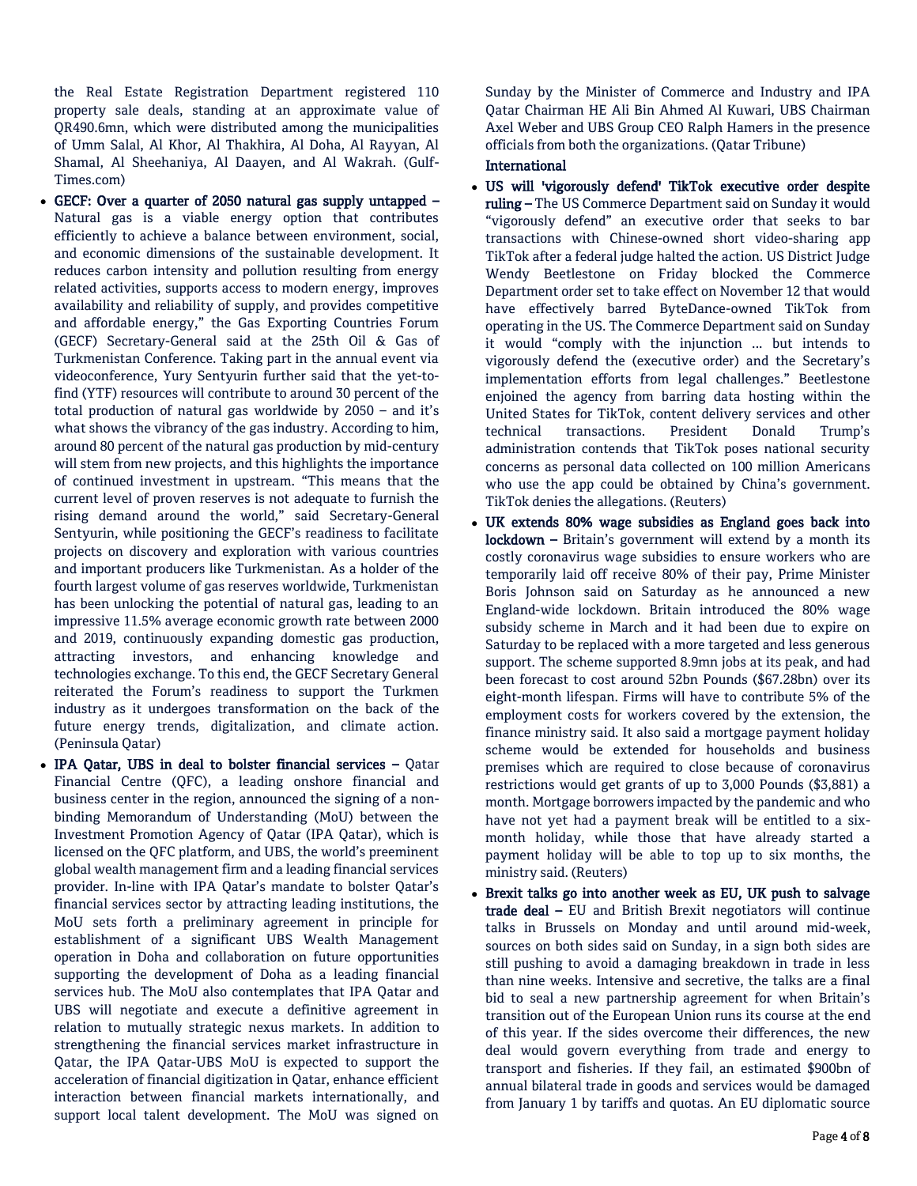the Real Estate Registration Department registered 110 property sale deals, standing at an approximate value of QR490.6mn, which were distributed among the municipalities of Umm Salal, Al Khor, Al Thakhira, Al Doha, Al Rayyan, Al Shamal, Al Sheehaniya, Al Daayen, and Al Wakrah. (Gulf-Times.com)

- **GECF: Over a quarter of 2050 natural gas supply untapped –** Natural gas is a viable energy option that contributes efficiently to achieve a balance between environment, social, and economic dimensions of the sustainable development. It reduces carbon intensity and pollution resulting from energy related activities, supports access to modern energy, improves availability and reliability of supply, and provides competitive and affordable energy," the Gas Exporting Countries Forum (GECF) Secretary-General said at the 25th Oil & Gas of Turkmenistan Conference. Taking part in the annual event via videoconference, Yury Sentyurin further said that the yet-to-find (YTF) resources will contribute to around 30 percent of the total production of natural gas worldwide by 2050 – and it's what shows the vibrancy of the gas industry. According to him, around 80 percent of the natural gas production by mid-century will stem from new projects, and this highlights the importance of continued investment in upstream. "This means that the current level of proven reserves is not adequate to furnish the rising demand around the world," said Secretary-General Sentyurin, while positioning the GECF's readiness to facilitate projects on discovery and exploration with various countries and important producers like Turkmenistan. As a holder of the fourth largest volume of gas reserves worldwide, Turkmenistan has been unlocking the potential of natural gas, leading to an impressive 11.5% average economic growth rate between 2000 and 2019, continuously expanding domestic gas production, attracting investors, and enhancing knowledge and technologies exchange. To this end, the GECF Secretary General reiterated the Forum's readiness to support the Turkmen industry as it undergoes transformation on the back of the future energy trends, digitalization, and climate action. (Peninsula Qatar)
- **IPA Qatar, UBS in deal to bolster financial services –** Qatar Financial Centre (QFC), a leading onshore financial and business center in the region, announced the signing of a non-binding Memorandum of Understanding (MoU) between the Investment Promotion Agency of Qatar (IPA Qatar), which is licensed on the QFC platform, and UBS, the world's preeminent global wealth management firm and a leading financial services provider. In-line with IPA Qatar's mandate to bolster Qatar's financial services sector by attracting leading institutions, the MoU sets forth a preliminary agreement in principle for establishment of a significant UBS Wealth Management operation in Doha and collaboration on future opportunities supporting the development of Doha as a leading financial services hub. The MoU also contemplates that IPA Qatar and UBS will negotiate and execute a definitive agreement in relation to mutually strategic nexus markets. In addition to strengthening the financial services market infrastructure in Qatar, the IPA Qatar-UBS MoU is expected to support the acceleration of financial digitization in Qatar, enhance efficient interaction between financial markets internationally, and support local talent development. The MoU was signed on Sunday by the Minister of Commerce and Industry and IPA Qatar Chairman HE Ali Bin Ahmed Al Kuwari, UBS Chairman Axel Weber and UBS Group CEO Ralph Hamers in the presence officials from both the organizations. (Qatar Tribune)

## International

- **US will 'vigorously defend' TikTok executive order despite ruling –** The US Commerce Department said on Sunday it would "vigorously defend" an executive order that seeks to bar transactions with Chinese-owned short video-sharing app TikTok after a federal judge halted the action. US District Judge Wendy Beetlestone on Friday blocked the Commerce Department order set to take effect on November 12 that would have effectively barred ByteDance-owned TikTok from operating in the US. The Commerce Department said on Sunday it would "comply with the injunction … but intends to vigorously defend the (executive order) and the Secretary's implementation efforts from legal challenges." Beetlestone enjoined the agency from barring data hosting within the United States for TikTok, content delivery services and other technical transactions. President Donald Trump's administration contends that TikTok poses national security concerns as personal data collected on 100 million Americans who use the app could be obtained by China's government. TikTok denies the allegations. (Reuters)
- **UK extends 80% wage subsidies as England goes back into lockdown –** Britain's government will extend by a month its costly coronavirus wage subsidies to ensure workers who are temporarily laid off receive 80% of their pay, Prime Minister Boris Johnson said on Saturday as he announced a new England-wide lockdown. Britain introduced the 80% wage subsidy scheme in March and it had been due to expire on Saturday to be replaced with a more targeted and less generous support. The scheme supported 8.9mn jobs at its peak, and had been forecast to cost around 52bn Pounds ($67.28bn) over its eight-month lifespan. Firms will have to contribute 5% of the employment costs for workers covered by the extension, the finance ministry said. It also said a mortgage payment holiday scheme would be extended for households and business premises which are required to close because of coronavirus restrictions would get grants of up to 3,000 Pounds ($3,881) a month. Mortgage borrowers impacted by the pandemic and who have not yet had a payment break will be entitled to a six-month holiday, while those that have already started a payment holiday will be able to top up to six months, the ministry said. (Reuters)
- **Brexit talks go into another week as EU, UK push to salvage trade deal –** EU and British Brexit negotiators will continue talks in Brussels on Monday and until around mid-week, sources on both sides said on Sunday, in a sign both sides are still pushing to avoid a damaging breakdown in trade in less than nine weeks. Intensive and secretive, the talks are a final bid to seal a new partnership agreement for when Britain's transition out of the European Union runs its course at the end of this year. If the sides overcome their differences, the new deal would govern everything from trade and energy to transport and fisheries. If they fail, an estimated $900bn of annual bilateral trade in goods and services would be damaged from January 1 by tariffs and quotas. An EU diplomatic source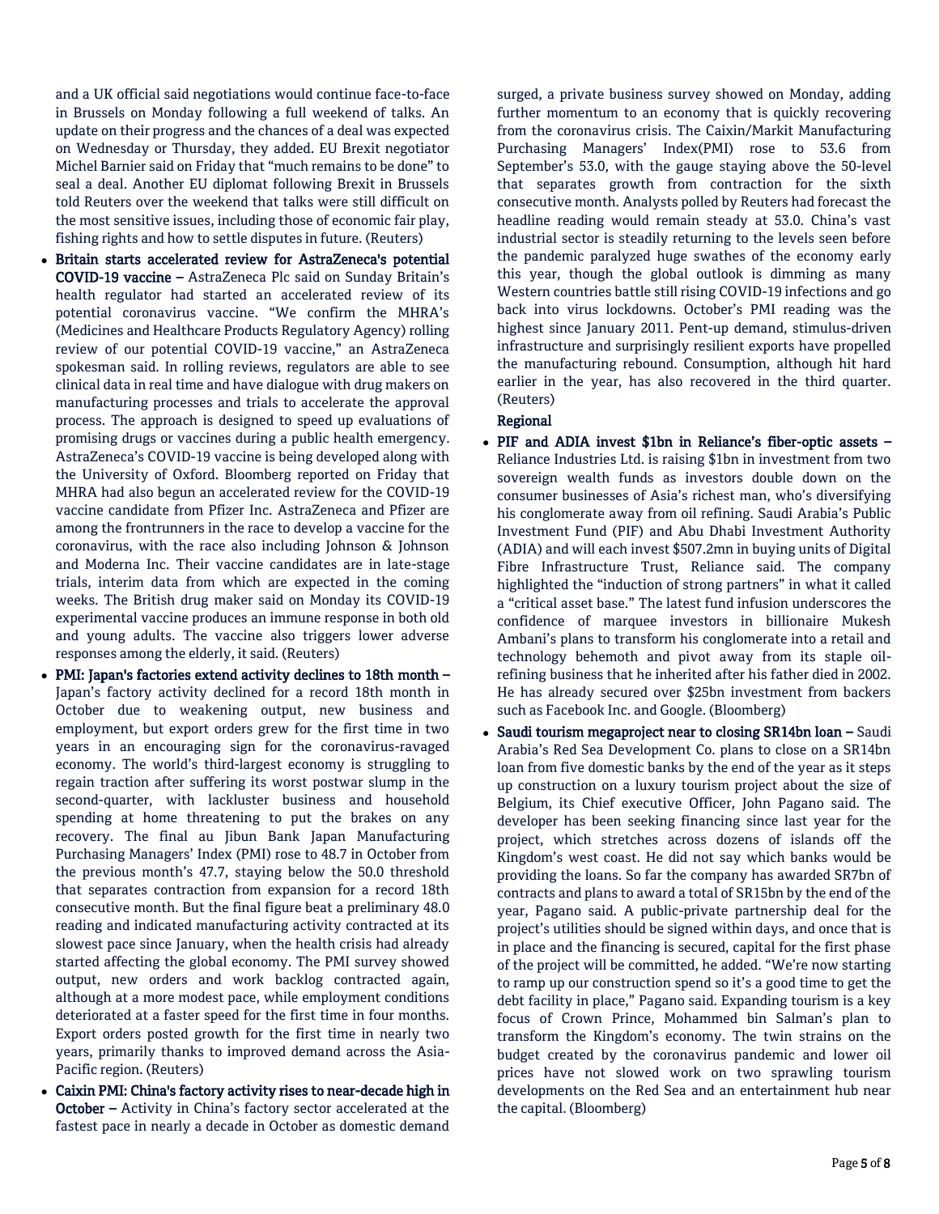and a UK official said negotiations would continue face-to-face in Brussels on Monday following a full weekend of talks. An update on their progress and the chances of a deal was expected on Wednesday or Thursday, they added. EU Brexit negotiator Michel Barnier said on Friday that "much remains to be done" to seal a deal. Another EU diplomat following Brexit in Brussels told Reuters over the weekend that talks were still difficult on the most sensitive issues, including those of economic fair play, fishing rights and how to settle disputes in future. (Reuters)

- **Britain starts accelerated review for AstraZeneca's potential COVID-19 vaccine –** AstraZeneca Plc said on Sunday Britain's health regulator had started an accelerated review of its potential coronavirus vaccine. "We confirm the MHRA's (Medicines and Healthcare Products Regulatory Agency) rolling review of our potential COVID-19 vaccine," an AstraZeneca spokesman said. In rolling reviews, regulators are able to see clinical data in real time and have dialogue with drug makers on manufacturing processes and trials to accelerate the approval process. The approach is designed to speed up evaluations of promising drugs or vaccines during a public health emergency. AstraZeneca's COVID-19 vaccine is being developed along with the University of Oxford. Bloomberg reported on Friday that MHRA had also begun an accelerated review for the COVID-19 vaccine candidate from Pfizer Inc. AstraZeneca and Pfizer are among the frontrunners in the race to develop a vaccine for the coronavirus, with the race also including Johnson & Johnson and Moderna Inc. Their vaccine candidates are in late-stage trials, interim data from which are expected in the coming weeks. The British drug maker said on Monday its COVID-19 experimental vaccine produces an immune response in both old and young adults. The vaccine also triggers lower adverse responses among the elderly, it said. (Reuters)
- **PMI: Japan's factories extend activity declines to 18th month –** Japan's factory activity declined for a record 18th month in October due to weakening output, new business and employment, but export orders grew for the first time in two years in an encouraging sign for the coronavirus-ravaged economy. The world's third-largest economy is struggling to regain traction after suffering its worst postwar slump in the second-quarter, with lackluster business and household spending at home threatening to put the brakes on any recovery. The final au Jibun Bank Japan Manufacturing Purchasing Managers' Index (PMI) rose to 48.7 in October from the previous month's 47.7, staying below the 50.0 threshold that separates contraction from expansion for a record 18th consecutive month. But the final figure beat a preliminary 48.0 reading and indicated manufacturing activity contracted at its slowest pace since January, when the health crisis had already started affecting the global economy. The PMI survey showed output, new orders and work backlog contracted again, although at a more modest pace, while employment conditions deteriorated at a faster speed for the first time in four months. Export orders posted growth for the first time in nearly two years, primarily thanks to improved demand across the Asia-Pacific region. (Reuters)
- **Caixin PMI: China's factory activity rises to near-decade high in October –** Activity in China's factory sector accelerated at the fastest pace in nearly a decade in October as domestic demand surged, a private business survey showed on Monday, adding further momentum to an economy that is quickly recovering from the coronavirus crisis. The Caixin/Markit Manufacturing Purchasing Managers' Index(PMI) rose to 53.6 from September's 53.0, with the gauge staying above the 50-level that separates growth from contraction for the sixth consecutive month. Analysts polled by Reuters had forecast the headline reading would remain steady at 53.0. China's vast industrial sector is steadily returning to the levels seen before the pandemic paralyzed huge swathes of the economy early this year, though the global outlook is dimming as many Western countries battle still rising COVID-19 infections and go back into virus lockdowns. October's PMI reading was the highest since January 2011. Pent-up demand, stimulus-driven infrastructure and surprisingly resilient exports have propelled the manufacturing rebound. Consumption, although hit hard earlier in the year, has also recovered in the third quarter. (Reuters)

**Regional**

- **PIF and ADIA invest $1bn in Reliance's fiber-optic assets –** Reliance Industries Ltd. is raising $1bn in investment from two sovereign wealth funds as investors double down on the consumer businesses of Asia's richest man, who's diversifying his conglomerate away from oil refining. Saudi Arabia's Public Investment Fund (PIF) and Abu Dhabi Investment Authority (ADIA) and will each invest $507.2mn in buying units of Digital Fibre Infrastructure Trust, Reliance said. The company highlighted the "induction of strong partners" in what it called a "critical asset base." The latest fund infusion underscores the confidence of marquee investors in billionaire Mukesh Ambani's plans to transform his conglomerate into a retail and technology behemoth and pivot away from its staple oil-refining business that he inherited after his father died in 2002. He has already secured over $25bn investment from backers such as Facebook Inc. and Google. (Bloomberg)
- **Saudi tourism megaproject near to closing SR14bn loan –** Saudi Arabia's Red Sea Development Co. plans to close on a SR14bn loan from five domestic banks by the end of the year as it steps up construction on a luxury tourism project about the size of Belgium, its Chief executive Officer, John Pagano said. The developer has been seeking financing since last year for the project, which stretches across dozens of islands off the Kingdom's west coast. He did not say which banks would be providing the loans. So far the company has awarded SR7bn of contracts and plans to award a total of SR15bn by the end of the year, Pagano said. A public-private partnership deal for the project's utilities should be signed within days, and once that is in place and the financing is secured, capital for the first phase of the project will be committed, he added. "We're now starting to ramp up our construction spend so it's a good time to get the debt facility in place," Pagano said. Expanding tourism is a key focus of Crown Prince, Mohammed bin Salman's plan to transform the Kingdom's economy. The twin strains on the budget created by the coronavirus pandemic and lower oil prices have not slowed work on two sprawling tourism developments on the Red Sea and an entertainment hub near the capital. (Bloomberg)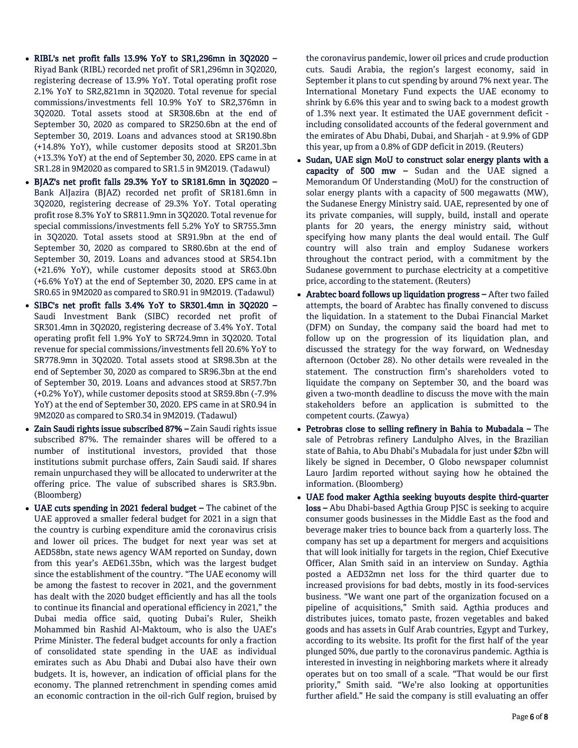- **RIBL's net profit falls 13.9% YoY to SR1,296mn in 3Q2020 –** Riyad Bank (RIBL) recorded net profit of SR1,296mn in 3Q2020, registering decrease of 13.9% YoY. Total operating profit rose 2.1% YoY to SR2,821mn in 3Q2020. Total revenue for special commissions/investments fell 10.9% YoY to SR2,376mn in 3Q2020. Total assets stood at SR308.6bn at the end of September 30, 2020 as compared to SR250.6bn at the end of September 30, 2019. Loans and advances stood at SR190.8bn (+14.8% YoY), while customer deposits stood at SR201.3bn (+13.3% YoY) at the end of September 30, 2020. EPS came in at SR1.28 in 9M2020 as compared to SR1.5 in 9M2019. (Tadawul)
- **BJAZ's net profit falls 29.3% YoY to SR181.6mn in 3Q2020 –** Bank AlJazira (BJAZ) recorded net profit of SR181.6mn in 3Q2020, registering decrease of 29.3% YoY. Total operating profit rose 8.3% YoY to SR811.9mn in 3Q2020. Total revenue for special commissions/investments fell 5.2% YoY to SR755.3mn in 3Q2020. Total assets stood at SR91.9bn at the end of September 30, 2020 as compared to SR80.6bn at the end of September 30, 2019. Loans and advances stood at SR54.1bn (+21.6% YoY), while customer deposits stood at SR63.0bn (+6.6% YoY) at the end of September 30, 2020. EPS came in at SR0.65 in 9M2020 as compared to SR0.91 in 9M2019. (Tadawul)
- **SIBC's net profit falls 3.4% YoY to SR301.4mn in 3Q2020 –** Saudi Investment Bank (SIBC) recorded net profit of SR301.4mn in 3Q2020, registering decrease of 3.4% YoY. Total operating profit fell 1.9% YoY to SR724.9mn in 3Q2020. Total revenue for special commissions/investments fell 20.6% YoY to SR778.9mn in 3Q2020. Total assets stood at SR98.3bn at the end of September 30, 2020 as compared to SR96.3bn at the end of September 30, 2019. Loans and advances stood at SR57.7bn (+0.2% YoY), while customer deposits stood at SR59.8bn (-7.9% YoY) at the end of September 30, 2020. EPS came in at SR0.94 in 9M2020 as compared to SR0.34 in 9M2019. (Tadawul)
- **Zain Saudi rights issue subscribed 87% –** Zain Saudi rights issue subscribed 87%. The remainder shares will be offered to a number of institutional investors, provided that those institutions submit purchase offers, Zain Saudi said. If shares remain unpurchased they will be allocated to underwriter at the offering price. The value of subscribed shares is SR3.9bn. (Bloomberg)
- **UAE cuts spending in 2021 federal budget –** The cabinet of the UAE approved a smaller federal budget for 2021 in a sign that the country is curbing expenditure amid the coronavirus crisis and lower oil prices. The budget for next year was set at AED58bn, state news agency WAM reported on Sunday, down from this year's AED61.35bn, which was the largest budget since the establishment of the country. "The UAE economy will be among the fastest to recover in 2021, and the government has dealt with the 2020 budget efficiently and has all the tools to continue its financial and operational efficiency in 2021," the Dubai media office said, quoting Dubai's Ruler, Sheikh Mohammed bin Rashid Al-Maktoum, who is also the UAE's Prime Minister. The federal budget accounts for only a fraction of consolidated state spending in the UAE as individual emirates such as Abu Dhabi and Dubai also have their own budgets. It is, however, an indication of official plans for the economy. The planned retrenchment in spending comes amid an economic contraction in the oil-rich Gulf region, bruised by the coronavirus pandemic, lower oil prices and crude production cuts. Saudi Arabia, the region's largest economy, said in September it plans to cut spending by around 7% next year. The International Monetary Fund expects the UAE economy to shrink by 6.6% this year and to swing back to a modest growth of 1.3% next year. It estimated the UAE government deficit - including consolidated accounts of the federal government and the emirates of Abu Dhabi, Dubai, and Sharjah - at 9.9% of GDP this year, up from a 0.8% of GDP deficit in 2019. (Reuters)
- **Sudan, UAE sign MoU to construct solar energy plants with a capacity of 500 mw –** Sudan and the UAE signed a Memorandum Of Understanding (MoU) for the construction of solar energy plants with a capacity of 500 megawatts (MW), the Sudanese Energy Ministry said. UAE, represented by one of its private companies, will supply, build, install and operate plants for 20 years, the energy ministry said, without specifying how many plants the deal would entail. The Gulf country will also train and employ Sudanese workers throughout the contract period, with a commitment by the Sudanese government to purchase electricity at a competitive price, according to the statement. (Reuters)
- **Arabtec board follows up liquidation progress –** After two failed attempts, the board of Arabtec has finally convened to discuss the liquidation. In a statement to the Dubai Financial Market (DFM) on Sunday, the company said the board had met to follow up on the progression of its liquidation plan, and discussed the strategy for the way forward, on Wednesday afternoon (October 28). No other details were revealed in the statement. The construction firm's shareholders voted to liquidate the company on September 30, and the board was given a two-month deadline to discuss the move with the main stakeholders before an application is submitted to the competent courts. (Zawya)
- **Petrobras close to selling refinery in Bahia to Mubadala –** The sale of Petrobras refinery Landulpho Alves, in the Brazilian state of Bahia, to Abu Dhabi's Mubadala for just under $2bn will likely be signed in December, O Globo newspaper columnist Lauro Jardim reported without saying how he obtained the information. (Bloomberg)
- **UAE food maker Agthia seeking buyouts despite third-quarter loss –** Abu Dhabi-based Agthia Group PJSC is seeking to acquire consumer goods businesses in the Middle East as the food and beverage maker tries to bounce back from a quarterly loss. The company has set up a department for mergers and acquisitions that will look initially for targets in the region, Chief Executive Officer, Alan Smith said in an interview on Sunday. Agthia posted a AED32mn net loss for the third quarter due to increased provisions for bad debts, mostly in its food-services business. "We want one part of the organization focused on a pipeline of acquisitions," Smith said. Agthia produces and distributes juices, tomato paste, frozen vegetables and baked goods and has assets in Gulf Arab countries, Egypt and Turkey, according to its website. Its profit for the first half of the year plunged 50%, due partly to the coronavirus pandemic. Agthia is interested in investing in neighboring markets where it already operates but on too small of a scale. "That would be our first priority," Smith said. "We're also looking at opportunities further afield." He said the company is still evaluating an offer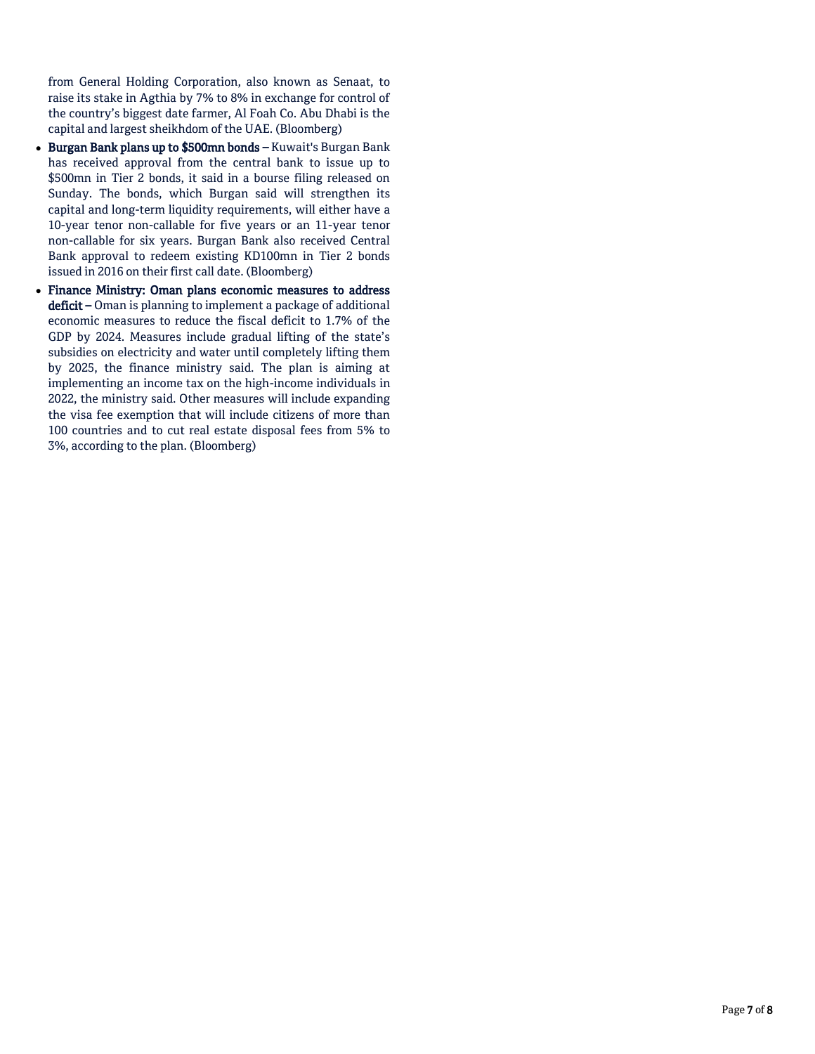from General Holding Corporation, also known as Senaat, to raise its stake in Agthia by 7% to 8% in exchange for control of the country's biggest date farmer, Al Foah Co. Abu Dhabi is the capital and largest sheikhdom of the UAE. (Bloomberg)

- **Burgan Bank plans up to $500mn bonds –** Kuwait's Burgan Bank has received approval from the central bank to issue up to $500mn in Tier 2 bonds, it said in a bourse filing released on Sunday. The bonds, which Burgan said will strengthen its capital and long-term liquidity requirements, will either have a 10-year tenor non-callable for five years or an 11-year tenor non-callable for six years. Burgan Bank also received Central Bank approval to redeem existing KD100mn in Tier 2 bonds issued in 2016 on their first call date. (Bloomberg)
- **Finance Ministry: Oman plans economic measures to address deficit –** Oman is planning to implement a package of additional economic measures to reduce the fiscal deficit to 1.7% of the GDP by 2024. Measures include gradual lifting of the state's subsidies on electricity and water until completely lifting them by 2025, the finance ministry said. The plan is aiming at implementing an income tax on the high-income individuals in 2022, the ministry said. Other measures will include expanding the visa fee exemption that will include citizens of more than 100 countries and to cut real estate disposal fees from 5% to 3%, according to the plan. (Bloomberg)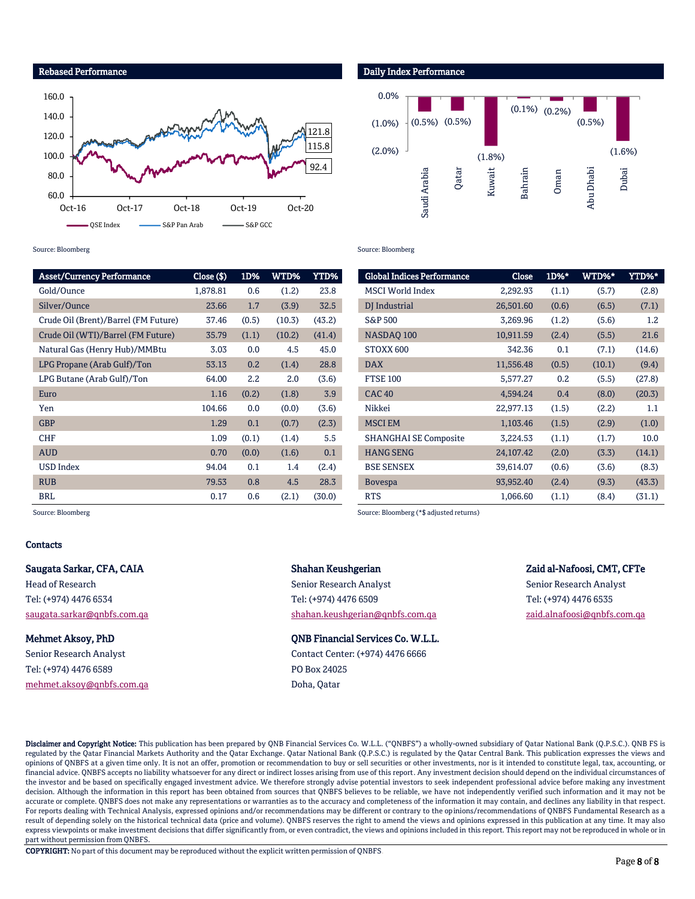## Rebased Performance

160.0
140.0
120.0
100.0
80.0
60.0

Oct-16 Oct-17 Oct-18 Oct-19 Oct-20

121.8
115.8
92.4

QSE Index S&P Pan Arab S&P GCC

Source: Bloomberg

## Daily Index Performance

0.0%
(1.0%)
(2.0%)

(0.5%) (0.5%) (1.8%) (0.1%) (0.2%) (0.5%) (1.6%)

Saudi Arabia Qatar Kuwait Bahrain Oman Abu Dhabi Dubai

Source: Bloomberg

| Asset/Currency Performance | Close ($) | 1D% | WTD% | YTD% |
|---|---|---|---|---|
| Gold/Ounce | 1,878.81 | 0.6 | (1.2) | 23.8 |
| Silver/Ounce | 23.66 | 1.7 | (3.9) | 32.5 |
| Crude Oil (Brent)/Barrel (FM Future) | 37.46 | (0.5) | (10.3) | (43.2) |
| Crude Oil (WTI)/Barrel (FM Future) | 35.79 | (1.1) | (10.2) | (41.4) |
| Natural Gas (Henry Hub)/MMBtu | 3.03 | 0.0 | 4.5 | 45.0 |
| LPG Propane (Arab Gulf)/Ton | 53.13 | 0.2 | (1.4) | 28.8 |
| LPG Butane (Arab Gulf)/Ton | 64.00 | 2.2 | 2.0 | (3.6) |
| Euro | 1.16 | (0.2) | (1.8) | 3.9 |
| Yen | 104.66 | 0.0 | (0.0) | (3.6) |
| GBP | 1.29 | 0.1 | (0.7) | (2.3) |
| CHF | 1.09 | (0.1) | (1.4) | 5.5 |
| AUD | 0.70 | (0.0) | (1.6) | 0.1 |
| USD Index | 94.04 | 0.1 | 1.4 | (2.4) |
| RUB | 79.53 | 0.8 | 4.5 | 28.3 |
| BRL | 0.17 | 0.6 | (2.1) | (30.0) |

Source: Bloomberg

| Global Indices Performance | Close | 1D%* | WTD%* | YTD%* |
|---|---|---|---|---|
| MSCI World Index | 2,292.93 | (1.1) | (5.7) | (2.8) |
| DJ Industrial | 26,501.60 | (0.6) | (6.5) | (7.1) |
| S&P 500 | 3,269.96 | (1.2) | (5.6) | 1.2 |
| NASDAQ 100 | 10,911.59 | (2.4) | (5.5) | 21.6 |
| STOXX 600 | 342.36 | 0.1 | (7.1) | (14.6) |
| DAX | 11,556.48 | (0.5) | (10.1) | (9.4) |
| FTSE 100 | 5,577.27 | 0.2 | (5.5) | (27.8) |
| CAC 40 | 4,594.24 | 0.4 | (8.0) | (20.3) |
| Nikkei | 22,977.13 | (1.5) | (2.2) | 1.1 |
| MSCI EM | 1,103.46 | (1.5) | (2.9) | (1.0) |
| SHANGHAI SE Composite | 3,224.53 | (1.1) | (1.7) | 10.0 |
| HANG SENG | 24,107.42 | (2.0) | (3.3) | (14.1) |
| BSE SENSEX | 39,614.07 | (0.6) | (3.6) | (8.3) |
| Bovespa | 93,952.40 | (2.4) | (9.3) | (43.3) |
| RTS | 1,066.60 | (1.1) | (8.4) | (31.1) |

Source: Bloomberg (*$ adjusted returns)

### Contacts

**Saugata Sarkar, CFA, CAIA**
Head of Research
Tel: (+974) 4476 6534
saugata.sarkar@qnbfs.com.qa

**Shahan Keushgerian**
Senior Research Analyst
Tel: (+974) 4476 6509
shahan.keushgerian@qnbfs.com.qa

**Zaid al-Nafoosi, CMT, CFTe**
Senior Research Analyst
Tel: (+974) 4476 6535
zaid.alnafoosi@qnbfs.com.qa

**Mehmet Aksoy, PhD**
Senior Research Analyst
Tel: (+974) 4476 6589
mehmet.aksoy@qnbfs.com.qa

**QNB Financial Services Co. W.L.L.**
Contact Center: (+974) 4476 6666
PO Box 24025
Doha, Qatar

**Disclaimer and Copyright Notice:** This publication has been prepared by QNB Financial Services Co. W.L.L. ("QNBFS") a wholly-owned subsidiary of Qatar National Bank (Q.P.S.C.). QNB FS is regulated by the Qatar Financial Markets Authority and the Qatar Exchange. Qatar National Bank (Q.P.S.C.) is regulated by the Qatar Central Bank. This publication expresses the views and opinions of QNBFS at a given time only. It is not an offer, promotion or recommendation to buy or sell securities or other investments, nor is it intended to constitute legal, tax, accounting, or financial advice. QNBFS accepts no liability whatsoever for any direct or indirect losses arising from use of this report. Any investment decision should depend on the individual circumstances of the investor and be based on specifically engaged investment advice. We therefore strongly advise potential investors to seek independent professional advice before making any investment decision. Although the information in this report has been obtained from sources that QNBFS believes to be reliable, we have not independently verified such information and it may not be accurate or complete. QNBFS does not make any representations or warranties as to the accuracy and completeness of the information it may contain, and declines any liability in that respect. For reports dealing with Technical Analysis, expressed opinions and/or recommendations may be different or contrary to the opinions/recommendations of QNBFS Fundamental Research as a result of depending solely on the historical technical data (price and volume). QNBFS reserves the right to amend the views and opinions expressed in this publication at any time. It may also express viewpoints or make investment decisions that differ significantly from, or even contradict, the views and opinions included in this report. This report may not be reproduced in whole or in part without permission from QNBFS.

**COPYRIGHT:** No part of this document may be reproduced without the explicit written permission of QNBFS